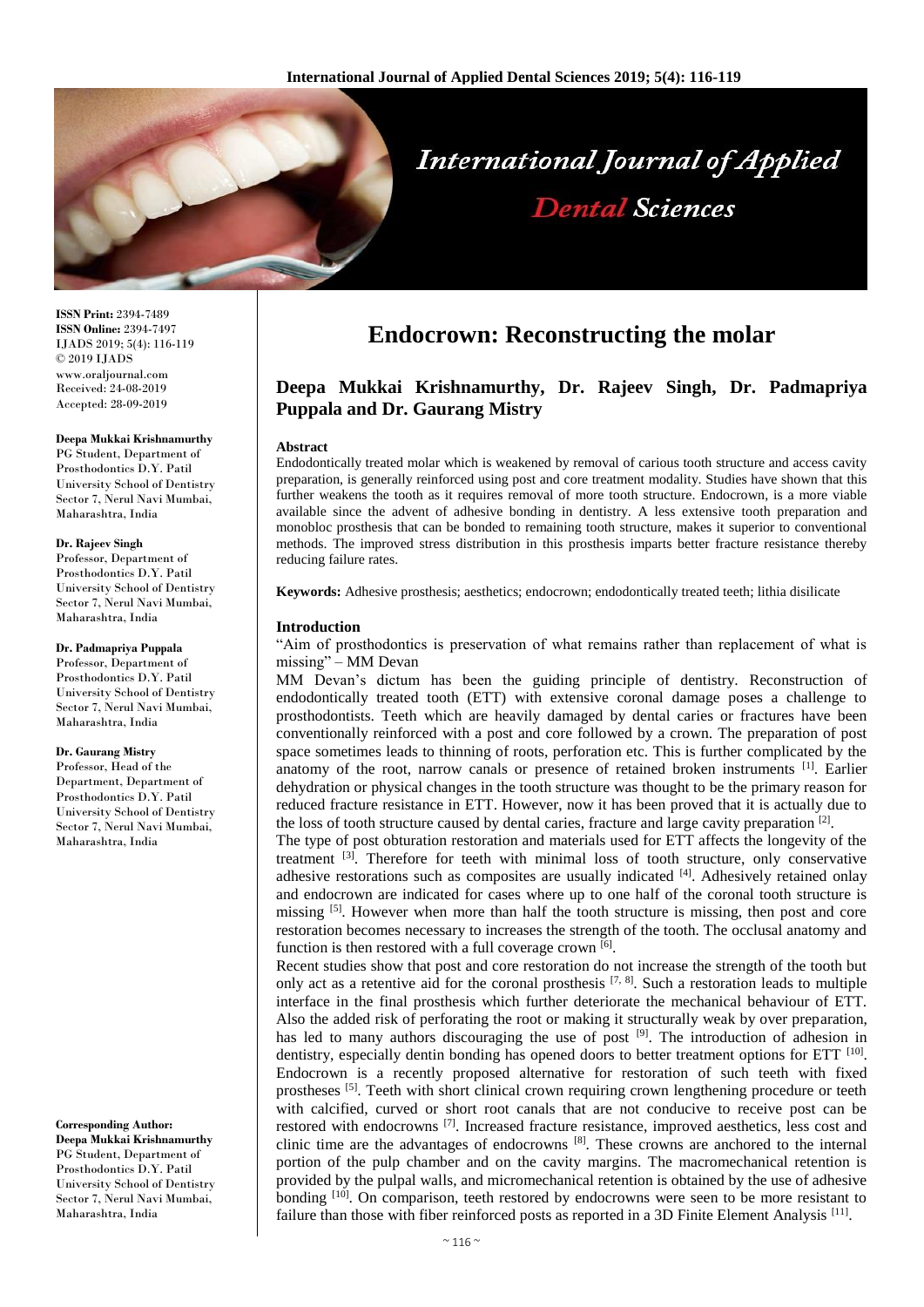# Endocrown: Reconstructing the molar

## Deepa Mukkai Krishnamurthy, Dr. Rajeev Singh, Dr. Padmapriya Puppala and Dr. Gaurang Mistry

**ISSN Print:** 2394-7489
**ISSN Online:** 2394-7497
IJADS 2019; 5(4): 116-119
© 2019 IJADS
www.oraljournal.com
Received: 24-08-2019
Accepted: 28-09-2019

**Deepa Mukkai Krishnamurthy**
PG Student, Department of Prosthodontics D.Y. Patil University School of Dentistry Sector 7, Nerul Navi Mumbai, Maharashtra, India

**Dr. Rajeev Singh**
Professor, Department of Prosthodontics D.Y. Patil University School of Dentistry Sector 7, Nerul Navi Mumbai, Maharashtra, India

**Dr. Padmapriya Puppala**
Professor, Department of Prosthodontics D.Y. Patil University School of Dentistry Sector 7, Nerul Navi Mumbai, Maharashtra, India

**Dr. Gaurang Mistry**
Professor, Head of the Department, Department of Prosthodontics D.Y. Patil University School of Dentistry Sector 7, Nerul Navi Mumbai, Maharashtra, India

**Corresponding Author:**
**Deepa Mukkai Krishnamurthy**
PG Student, Department of Prosthodontics D.Y. Patil University School of Dentistry Sector 7, Nerul Navi Mumbai, Maharashtra, India

### Abstract

Endodontically treated molar which is weakened by removal of carious tooth structure and access cavity preparation, is generally reinforced using post and core treatment modality. Studies have shown that this further weakens the tooth as it requires removal of more tooth structure. Endocrown, is a more viable available since the advent of adhesive bonding in dentistry. A less extensive tooth preparation and monobloc prosthesis that can be bonded to remaining tooth structure, makes it superior to conventional methods. The improved stress distribution in this prosthesis imparts better fracture resistance thereby reducing failure rates.

**Keywords:** Adhesive prosthesis; aesthetics; endocrown; endodontically treated teeth; lithia disilicate

### Introduction

"Aim of prosthodontics is preservation of what remains rather than replacement of what is missing" – MM Devan

MM Devan's dictum has been the guiding principle of dentistry. Reconstruction of endodontically treated tooth (ETT) with extensive coronal damage poses a challenge to prosthodontists. Teeth which are heavily damaged by dental caries or fractures have been conventionally reinforced with a post and core followed by a crown. The preparation of post space sometimes leads to thinning of roots, perforation etc. This is further complicated by the anatomy of the root, narrow canals or presence of retained broken instruments [1]. Earlier dehydration or physical changes in the tooth structure was thought to be the primary reason for reduced fracture resistance in ETT. However, now it has been proved that it is actually due to the loss of tooth structure caused by dental caries, fracture and large cavity preparation [2].

The type of post obturation restoration and materials used for ETT affects the longevity of the treatment [3]. Therefore for teeth with minimal loss of tooth structure, only conservative adhesive restorations such as composites are usually indicated [4]. Adhesively retained onlay and endocrown are indicated for cases where up to one half of the coronal tooth structure is missing [5]. However when more than half the tooth structure is missing, then post and core restoration becomes necessary to increases the strength of the tooth. The occlusal anatomy and function is then restored with a full coverage crown [6].

Recent studies show that post and core restoration do not increase the strength of the tooth but only act as a retentive aid for the coronal prosthesis [7, 8]. Such a restoration leads to multiple interface in the final prosthesis which further deteriorate the mechanical behaviour of ETT. Also the added risk of perforating the root or making it structurally weak by over preparation, has led to many authors discouraging the use of post [9]. The introduction of adhesion in dentistry, especially dentin bonding has opened doors to better treatment options for ETT [10]. Endocrown is a recently proposed alternative for restoration of such teeth with fixed prostheses [5]. Teeth with short clinical crown requiring crown lengthening procedure or teeth with calcified, curved or short root canals that are not conducive to receive post can be restored with endocrowns [7]. Increased fracture resistance, improved aesthetics, less cost and clinic time are the advantages of endocrowns [8]. These crowns are anchored to the internal portion of the pulp chamber and on the cavity margins. The macromechanical retention is provided by the pulpal walls, and micromechanical retention is obtained by the use of adhesive bonding [10]. On comparison, teeth restored by endocrowns were seen to be more resistant to failure than those with fiber reinforced posts as reported in a 3D Finite Element Analysis [11].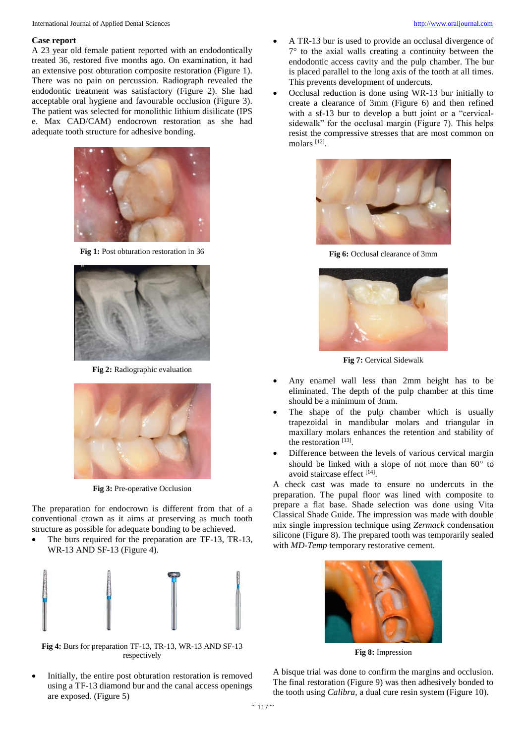## Case report

A 23 year old female patient reported with an endodontically treated 36, restored five months ago. On examination, it had an extensive post obturation composite restoration (Figure 1). There was no pain on percussion. Radiograph revealed the endodontic treatment was satisfactory (Figure 2). She had acceptable oral hygiene and favourable occlusion (Figure 3). The patient was selected for monolithic lithium disilicate (IPS e. Max CAD/CAM) endocrown restoration as she had adequate tooth structure for adhesive bonding.

**Fig 1:** Post obturation restoration in 36

**Fig 2:** Radiographic evaluation

**Fig 3:** Pre-operative Occlusion

The preparation for endocrown is different from that of a conventional crown as it aims at preserving as much tooth structure as possible for adequate bonding to be achieved.

- The burs required for the preparation are TF-13, TR-13, WR-13 AND SF-13 (Figure 4).

**Fig 4:** Burs for preparation TF-13, TR-13, WR-13 AND SF-13 respectively

- Initially, the entire post obturation restoration is removed using a TF-13 diamond bur and the canal access openings are exposed. (Figure 5)
- A TR-13 bur is used to provide an occlusal divergence of 7° to the axial walls creating a continuity between the endodontic access cavity and the pulp chamber. The bur is placed parallel to the long axis of the tooth at all times. This prevents development of undercuts.
- Occlusal reduction is done using WR-13 bur initially to create a clearance of 3mm (Figure 6) and then refined with a sf-13 bur to develop a butt joint or a "cervical-sidewalk" for the occlusal margin (Figure 7). This helps resist the compressive stresses that are most common on molars [12].

**Fig 6:** Occlusal clearance of 3mm

**Fig 7:** Cervical Sidewalk

- Any enamel wall less than 2mm height has to be eliminated. The depth of the pulp chamber at this time should be a minimum of 3mm.
- The shape of the pulp chamber which is usually trapezoidal in mandibular molars and triangular in maxillary molars enhances the retention and stability of the restoration [13].
- Difference between the levels of various cervical margin should be linked with a slope of not more than 60° to avoid staircase effect [14].

A check cast was made to ensure no undercuts in the preparation. The pupal floor was lined with composite to prepare a flat base. Shade selection was done using Vita Classical Shade Guide. The impression was made with double mix single impression technique using *Zermack* condensation silicone (Figure 8). The prepared tooth was temporarily sealed with *MD-Temp* temporary restorative cement.

**Fig 8:** Impression

A bisque trial was done to confirm the margins and occlusion. The final restoration (Figure 9) was then adhesively bonded to the tooth using *Calibra*, a dual cure resin system (Figure 10).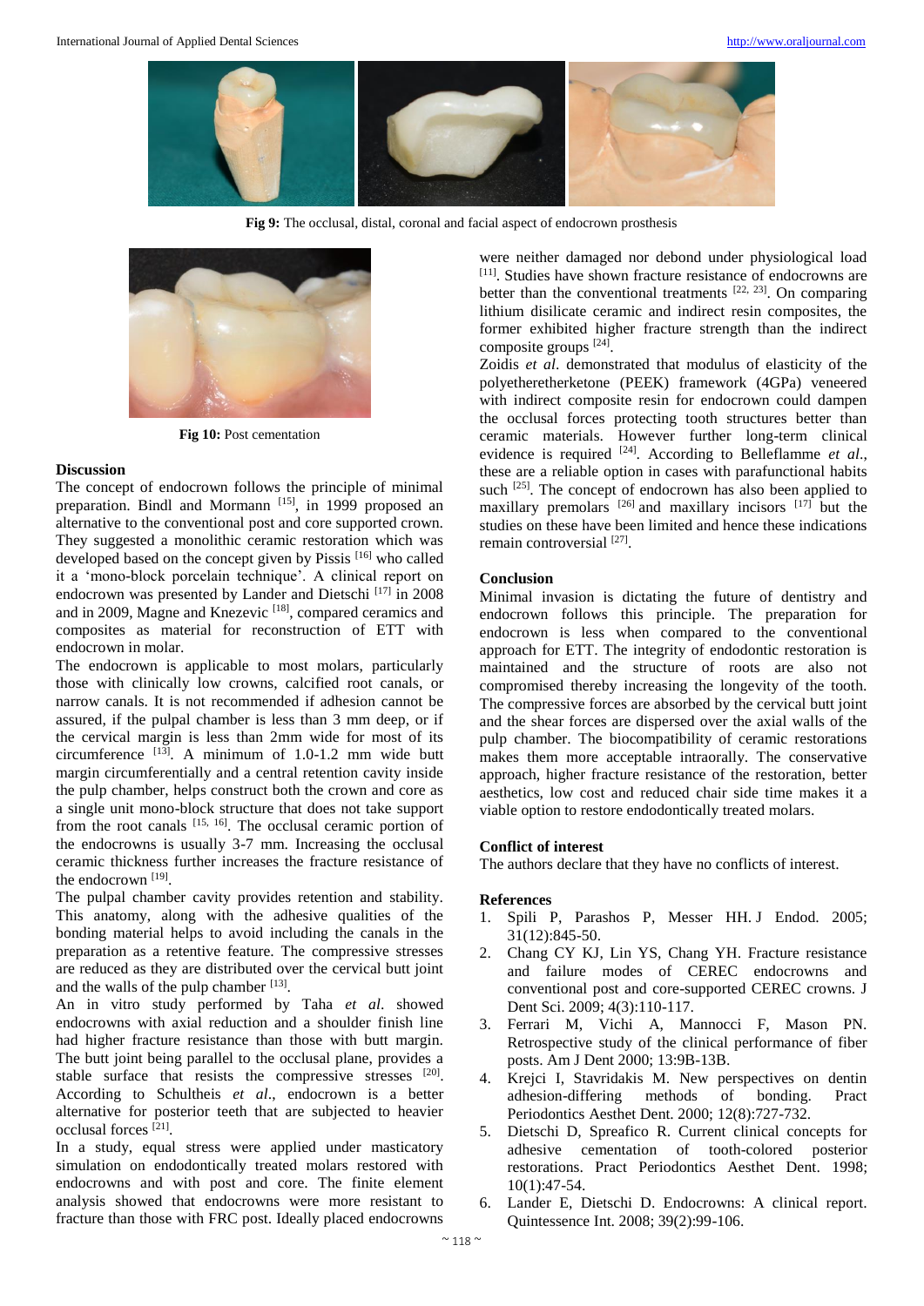Fig 9: The occlusal, distal, coronal and facial aspect of endocrown prosthesis

Fig 10: Post cementation

## Discussion

The concept of endocrown follows the principle of minimal preparation. Bindl and Mormann [15], in 1999 proposed an alternative to the conventional post and core supported crown. They suggested a monolithic ceramic restoration which was developed based on the concept given by Pissis [16] who called it a 'mono-block porcelain technique'. A clinical report on endocrown was presented by Lander and Dietschi [17] in 2008 and in 2009, Magne and Knezevic [18], compared ceramics and composites as material for reconstruction of ETT with endocrown in molar.

The endocrown is applicable to most molars, particularly those with clinically low crowns, calcified root canals, or narrow canals. It is not recommended if adhesion cannot be assured, if the pulpal chamber is less than 3 mm deep, or if the cervical margin is less than 2mm wide for most of its circumference [13]. A minimum of 1.0-1.2 mm wide butt margin circumferentially and a central retention cavity inside the pulp chamber, helps construct both the crown and core as a single unit mono-block structure that does not take support from the root canals [15, 16]. The occlusal ceramic portion of the endocrowns is usually 3-7 mm. Increasing the occlusal ceramic thickness further increases the fracture resistance of the endocrown [19].

The pulpal chamber cavity provides retention and stability. This anatomy, along with the adhesive qualities of the bonding material helps to avoid including the canals in the preparation as a retentive feature. The compressive stresses are reduced as they are distributed over the cervical butt joint and the walls of the pulp chamber [13].

An in vitro study performed by Taha *et al*. showed endocrowns with axial reduction and a shoulder finish line had higher fracture resistance than those with butt margin. The butt joint being parallel to the occlusal plane, provides a stable surface that resists the compressive stresses [20]. According to Schultheis *et al*., endocrown is a better alternative for posterior teeth that are subjected to heavier occlusal forces [21].

In a study, equal stress were applied under masticatory simulation on endodontically treated molars restored with endocrowns and with post and core. The finite element analysis showed that endocrowns were more resistant to fracture than those with FRC post. Ideally placed endocrowns were neither damaged nor debond under physiological load [11]. Studies have shown fracture resistance of endocrowns are better than the conventional treatments [22, 23]. On comparing lithium disilicate ceramic and indirect resin composites, the former exhibited higher fracture strength than the indirect composite groups [24].

Zoidis *et al*. demonstrated that modulus of elasticity of the polyetheretherketone (PEEK) framework (4GPa) veneered with indirect composite resin for endocrown could dampen the occlusal forces protecting tooth structures better than ceramic materials. However further long-term clinical evidence is required [24]. According to Belleflamme *et al*., these are a reliable option in cases with parafunctional habits such [25]. The concept of endocrown has also been applied to maxillary premolars [26] and maxillary incisors [17] but the studies on these have been limited and hence these indications remain controversial [27].

## Conclusion

Minimal invasion is dictating the future of dentistry and endocrown follows this principle. The preparation for endocrown is less when compared to the conventional approach for ETT. The integrity of endodontic restoration is maintained and the structure of roots are also not compromised thereby increasing the longevity of the tooth. The compressive forces are absorbed by the cervical butt joint and the shear forces are dispersed over the axial walls of the pulp chamber. The biocompatibility of ceramic restorations makes them more acceptable intraorally. The conservative approach, higher fracture resistance of the restoration, better aesthetics, low cost and reduced chair side time makes it a viable option to restore endodontically treated molars.

## Conflict of interest

The authors declare that they have no conflicts of interest.

## References

1. Spili P, Parashos P, Messer HH. J Endod. 2005; 31(12):845-50.
2. Chang CY KJ, Lin YS, Chang YH. Fracture resistance and failure modes of CEREC endocrowns and conventional post and core-supported CEREC crowns. J Dent Sci. 2009; 4(3):110-117.
3. Ferrari M, Vichi A, Mannocci F, Mason PN. Retrospective study of the clinical performance of fiber posts. Am J Dent 2000; 13:9B-13B.
4. Krejci I, Stavridakis M. New perspectives on dentin adhesion-differing methods of bonding. Pract Periodontics Aesthet Dent. 2000; 12(8):727-732.
5. Dietschi D, Spreafico R. Current clinical concepts for adhesive cementation of tooth-colored posterior restorations. Pract Periodontics Aesthet Dent. 1998; 10(1):47-54.
6. Lander E, Dietschi D. Endocrowns: A clinical report. Quintessence Int. 2008; 39(2):99-106.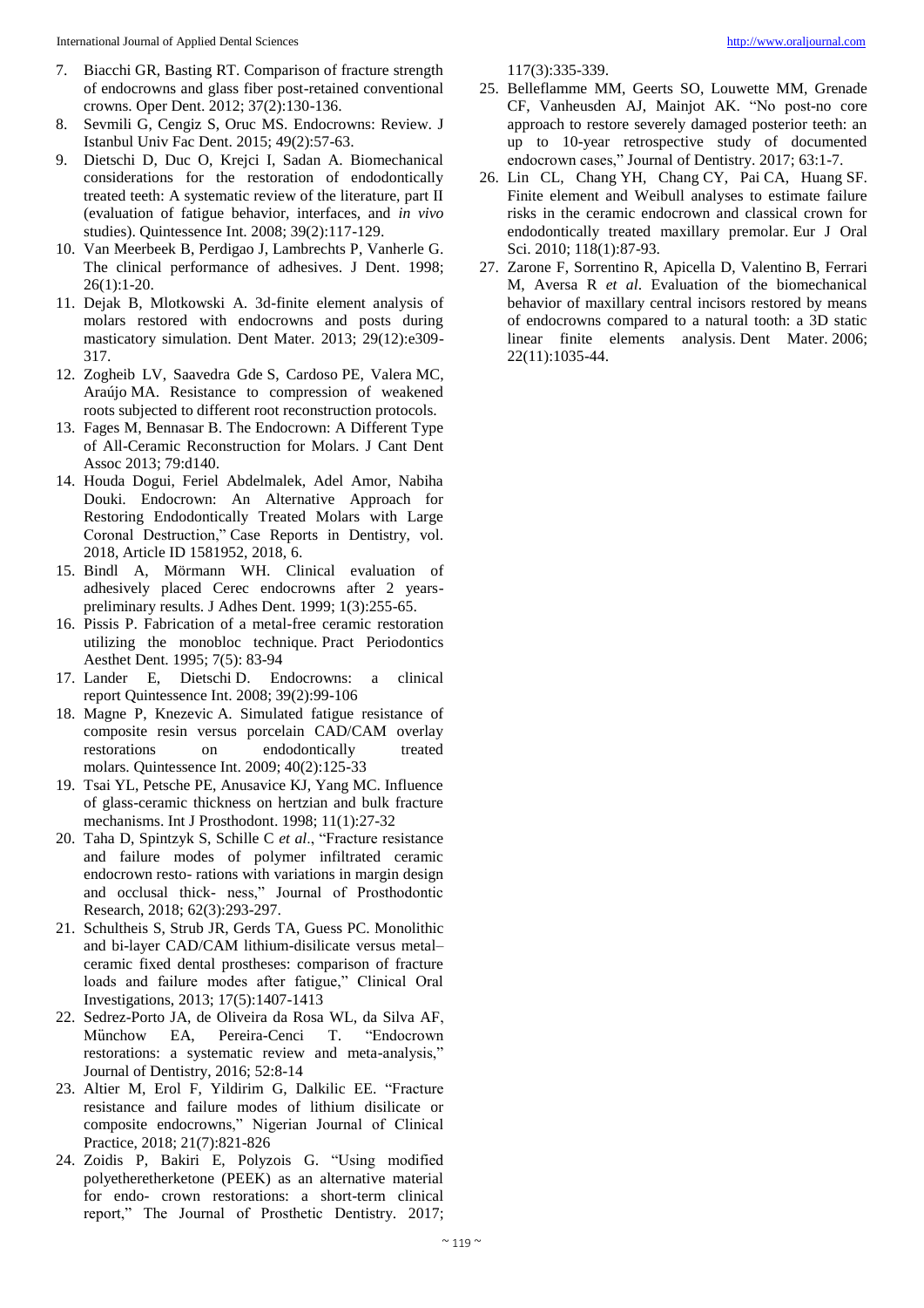7. Biacchi GR, Basting RT. Comparison of fracture strength of endocrowns and glass fiber post-retained conventional crowns. Oper Dent. 2012; 37(2):130-136.
8. Sevmili G, Cengiz S, Oruc MS. Endocrowns: Review. J Istanbul Univ Fac Dent. 2015; 49(2):57-63.
9. Dietschi D, Duc O, Krejci I, Sadan A. Biomechanical considerations for the restoration of endodontically treated teeth: A systematic review of the literature, part II (evaluation of fatigue behavior, interfaces, and *in vivo* studies). Quintessence Int. 2008; 39(2):117-129.
10. Van Meerbeek B, Perdigao J, Lambrechts P, Vanherle G. The clinical performance of adhesives. J Dent. 1998; 26(1):1-20.
11. Dejak B, Mlotkowski A. 3d-finite element analysis of molars restored with endocrowns and posts during masticatory simulation. Dent Mater. 2013; 29(12):e309-317.
12. Zogheib LV, Saavedra Gde S, Cardoso PE, Valera MC, Araújo MA. Resistance to compression of weakened roots subjected to different root reconstruction protocols.
13. Fages M, Bennasar B. The Endocrown: A Different Type of All-Ceramic Reconstruction for Molars. J Cant Dent Assoc 2013; 79:d140.
14. Houda Dogui, Feriel Abdelmalek, Adel Amor, Nabiha Douki. Endocrown: An Alternative Approach for Restoring Endodontically Treated Molars with Large Coronal Destruction," Case Reports in Dentistry, vol. 2018, Article ID 1581952, 2018, 6.
15. Bindl A, Mörmann WH. Clinical evaluation of adhesively placed Cerec endocrowns after 2 years-preliminary results. J Adhes Dent. 1999; 1(3):255-65.
16. Pissis P. Fabrication of a metal-free ceramic restoration utilizing the monobloc technique. Pract Periodontics Aesthet Dent. 1995; 7(5): 83-94
17. Lander E, Dietschi D. Endocrowns: a clinical report Quintessence Int. 2008; 39(2):99-106
18. Magne P, Knezevic A. Simulated fatigue resistance of composite resin versus porcelain CAD/CAM overlay restorations on endodontically treated molars. Quintessence Int. 2009; 40(2):125-33
19. Tsai YL, Petsche PE, Anusavice KJ, Yang MC. Influence of glass-ceramic thickness on hertzian and bulk fracture mechanisms. Int J Prosthodont. 1998; 11(1):27-32
20. Taha D, Spintzyk S, Schille C *et al*., "Fracture resistance and failure modes of polymer infiltrated ceramic endocrown resto- rations with variations in margin design and occlusal thick- ness," Journal of Prosthodontic Research, 2018; 62(3):293-297.
21. Schultheis S, Strub JR, Gerds TA, Guess PC. Monolithic and bi-layer CAD/CAM lithium-disilicate versus metal–ceramic fixed dental prostheses: comparison of fracture loads and failure modes after fatigue," Clinical Oral Investigations, 2013; 17(5):1407-1413
22. Sedrez-Porto JA, de Oliveira da Rosa WL, da Silva AF, Münchow EA, Pereira-Cenci T. "Endocrown restorations: a systematic review and meta-analysis," Journal of Dentistry, 2016; 52:8-14
23. Altier M, Erol F, Yildirim G, Dalkilic EE. "Fracture resistance and failure modes of lithium disilicate or composite endocrowns," Nigerian Journal of Clinical Practice, 2018; 21(7):821-826
24. Zoidis P, Bakiri E, Polyzois G. "Using modified polyetheretherketone (PEEK) as an alternative material for endo- crown restorations: a short-term clinical report," The Journal of Prosthetic Dentistry. 2017; 117(3):335-339.
25. Belleflamme MM, Geerts SO, Louwette MM, Grenade CF, Vanheusden AJ, Mainjot AK. "No post-no core approach to restore severely damaged posterior teeth: an up to 10-year retrospective study of documented endocrown cases," Journal of Dentistry. 2017; 63:1-7.
26. Lin CL, Chang YH, Chang CY, Pai CA, Huang SF. Finite element and Weibull analyses to estimate failure risks in the ceramic endocrown and classical crown for endodontically treated maxillary premolar. Eur J Oral Sci. 2010; 118(1):87-93.
27. Zarone F, Sorrentino R, Apicella D, Valentino B, Ferrari M, Aversa R *et al*. Evaluation of the biomechanical behavior of maxillary central incisors restored by means of endocrowns compared to a natural tooth: a 3D static linear finite elements analysis. Dent Mater. 2006; 22(11):1035-44.